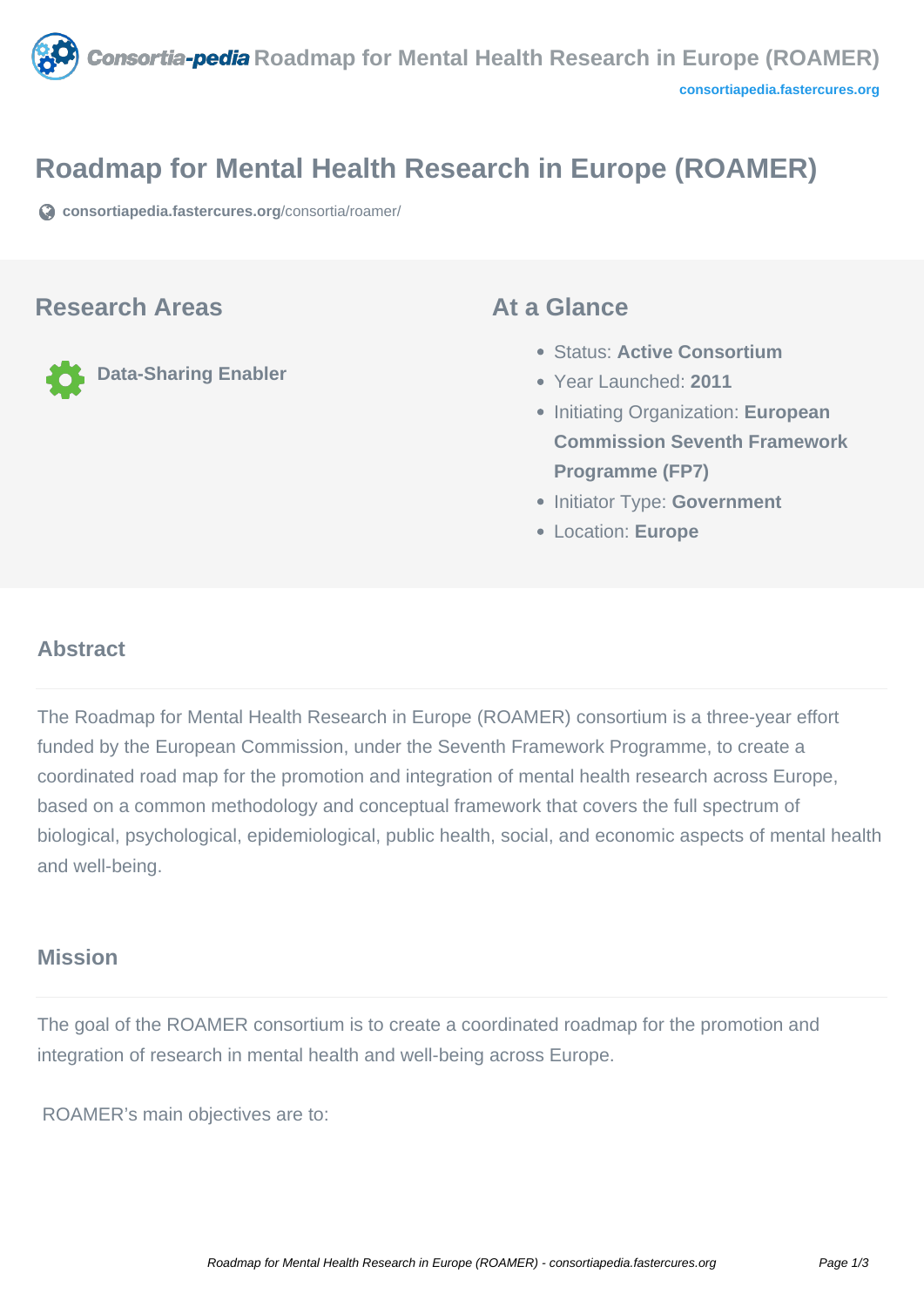# Roadmap for Mental Health Research in Europe (ROAMER)

consortiapedia.fastercures.org/consortia/roamer/

## Research Areas

**Data-Sharing Enabler**

## At a Glance

- Status: **Active Consortium**
- Year Launched: **2011**
- Initiating Organization: **European Commission Seventh Framework Programme (FP7)**
- Initiator Type: **Government**
- Location: **Europe**

### Abstract

The Roadmap for Mental Health Research in Europe (ROAMER) consortium is a three-year effort funded by the European Commission, under the Seventh Framework Programme, to create a coordinated road map for the promotion and integration of mental health research across Europe, based on a common methodology and conceptual framework that covers the full spectrum of biological, psychological, epidemiological, public health, social, and economic aspects of mental health and well-being.

### Mission

The goal of the ROAMER consortium is to create a coordinated roadmap for the promotion and integration of research in mental health and well-being across Europe.

ROAMER's main objectives are to: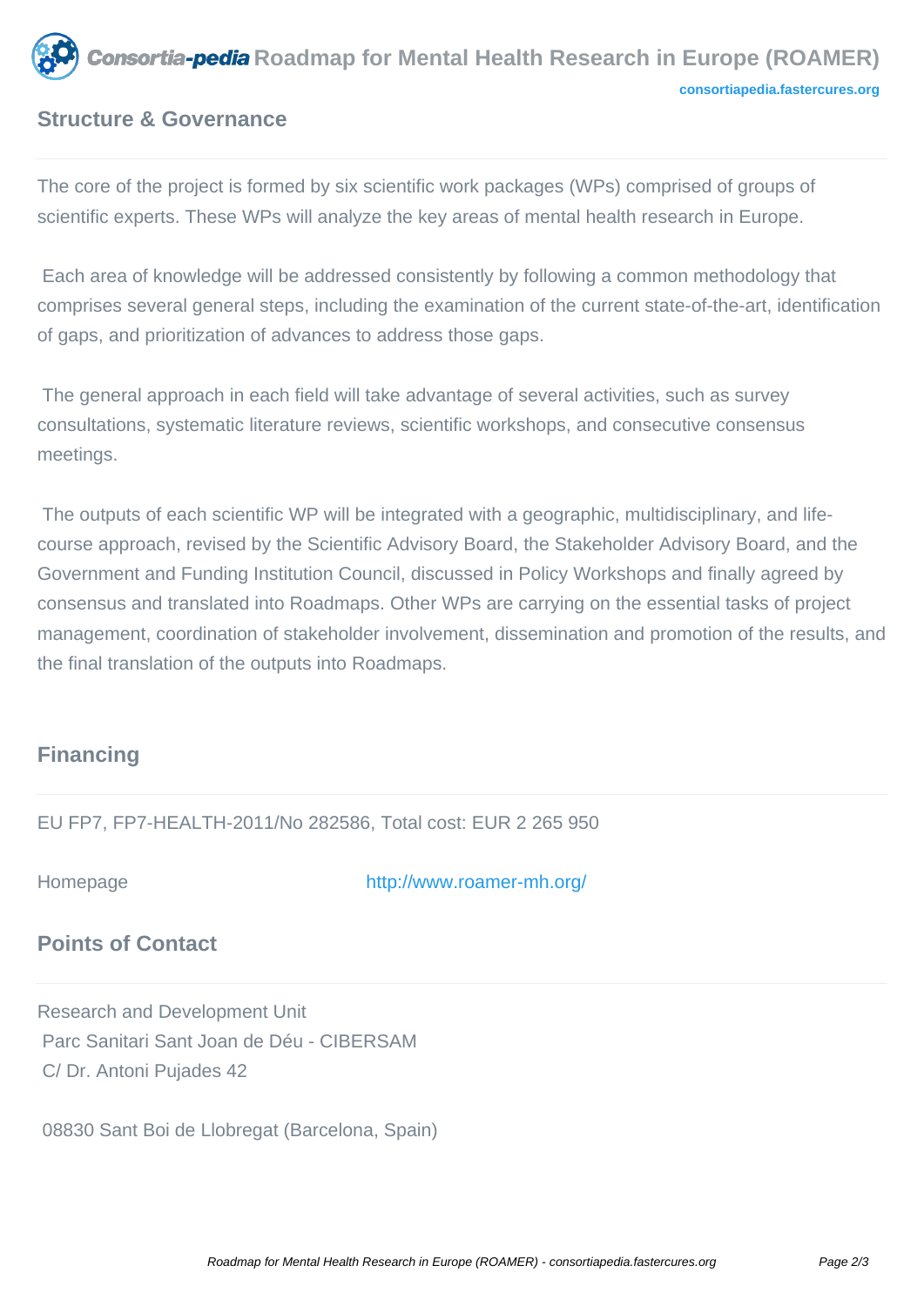## Structure & Governance

The core of the project is formed by six scientific work packages (WPs) comprised of groups of scientific experts. These WPs will analyze the key areas of mental health research in Europe.

Each area of knowledge will be addressed consistently by following a common methodology that comprises several general steps, including the examination of the current state-of-the-art, identification of gaps, and prioritization of advances to address those gaps.

The general approach in each field will take advantage of several activities, such as survey consultations, systematic literature reviews, scientific workshops, and consecutive consensus meetings.

The outputs of each scientific WP will be integrated with a geographic, multidisciplinary, and life-course approach, revised by the Scientific Advisory Board, the Stakeholder Advisory Board, and the Government and Funding Institution Council, discussed in Policy Workshops and finally agreed by consensus and translated into Roadmaps. Other WPs are carrying on the essential tasks of project management, coordination of stakeholder involvement, dissemination and promotion of the results, and the final translation of the outputs into Roadmaps.

## Financing

EU FP7, FP7-HEALTH-2011/No 282586, Total cost: EUR 2 265 950

Homepage http://www.roamer-mh.org/

## Points of Contact

Research and Development Unit
Parc Sanitari Sant Joan de Déu - CIBERSAM
C/ Dr. Antoni Pujades 42

08830 Sant Boi de Llobregat (Barcelona, Spain)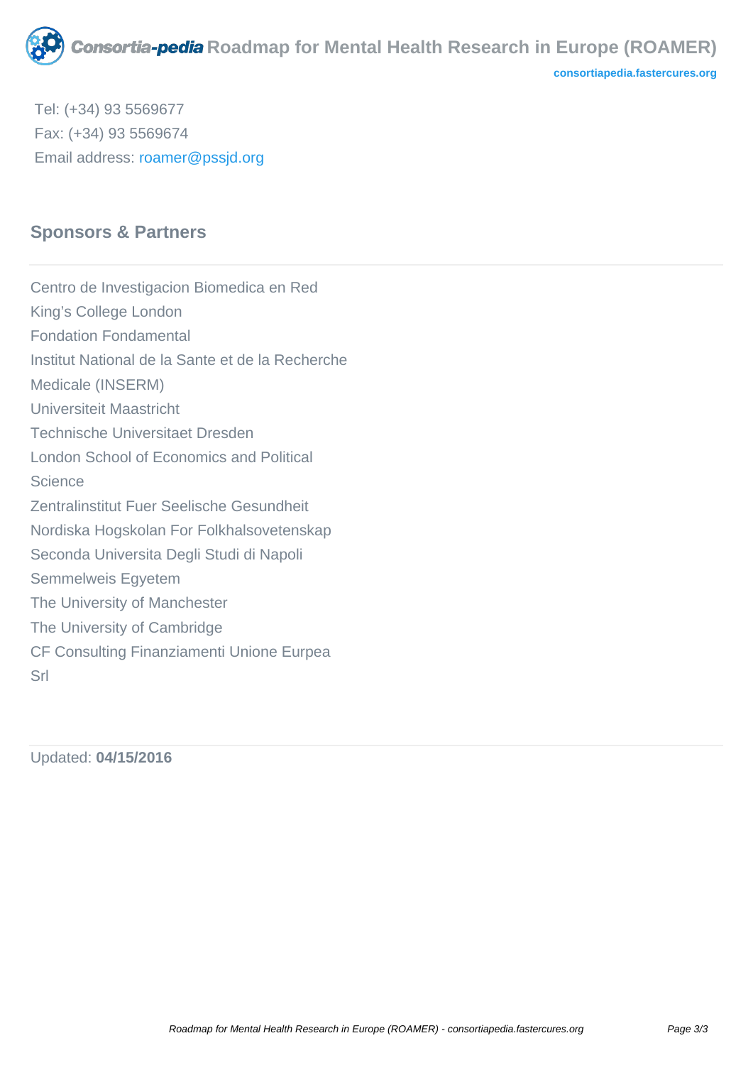Tel: (+34) 93 5569677
Fax: (+34) 93 5569674
Email address: roamer@pssjd.org

## Sponsors & Partners

Centro de Investigacion Biomedica en Red
King's College London
Fondation Fondamental
Institut National de la Sante et de la Recherche Medicale (INSERM)
Universiteit Maastricht
Technische Universitaet Dresden
London School of Economics and Political Science
Zentralinstitut Fuer Seelische Gesundheit
Nordiska Hogskolan For Folkhalsovetenskap
Seconda Universita Degli Studi di Napoli
Semmelweis Egyetem
The University of Manchester
The University of Cambridge
CF Consulting Finanziamenti Unione Eurpea Srl

Updated: **04/15/2016**